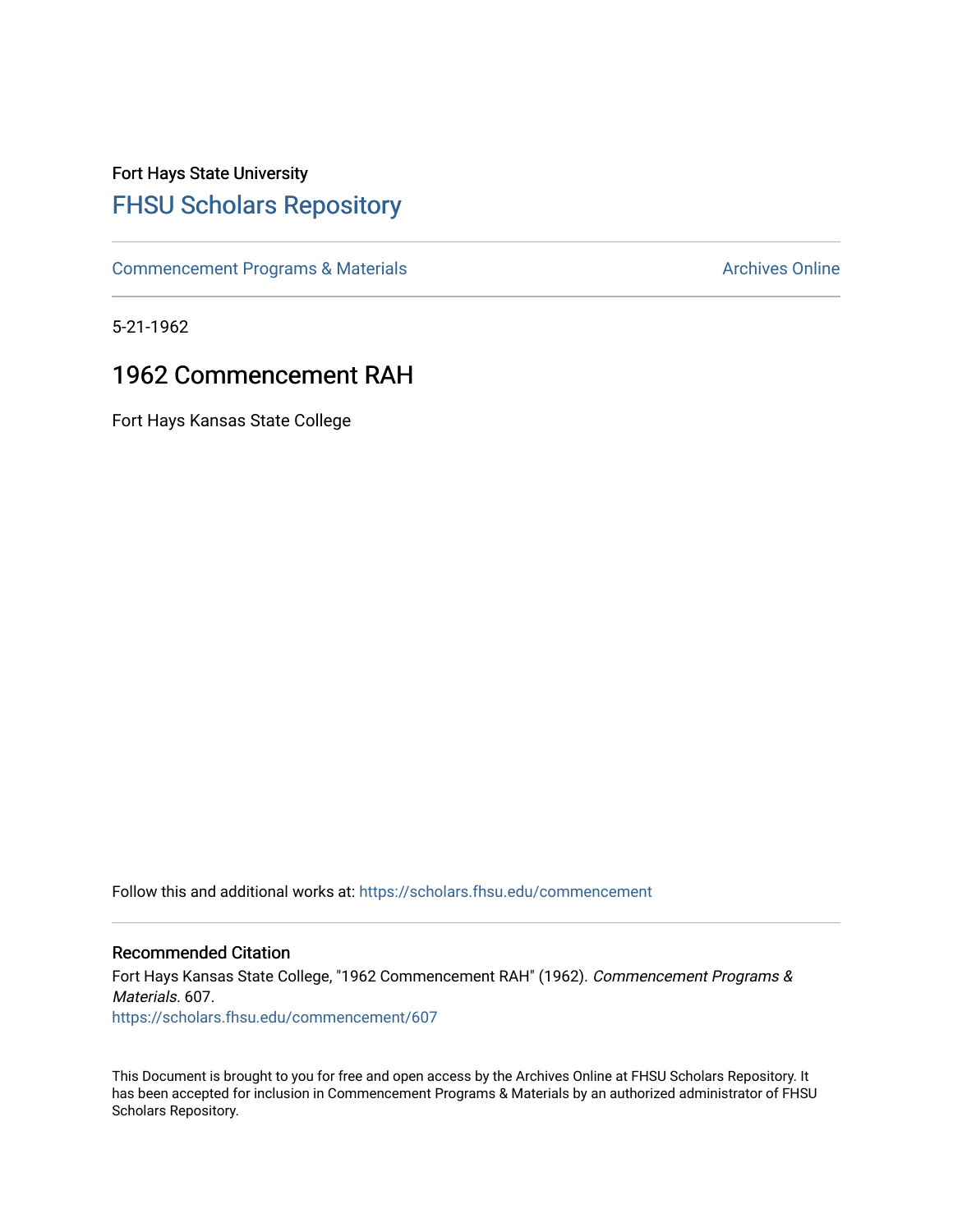Fort Hays State University

# FHSU Scholars Repository

Commencement Programs & Materials

Archives Online

5-21-1962

## 1962 Commencement RAH

Fort Hays Kansas State College

Follow this and additional works at: https://scholars.fhsu.edu/commencement

### Recommended Citation

Fort Hays Kansas State College, "1962 Commencement RAH" (1962). *Commencement Programs & Materials*. 607.
https://scholars.fhsu.edu/commencement/607

This Document is brought to you for free and open access by the Archives Online at FHSU Scholars Repository. It has been accepted for inclusion in Commencement Programs & Materials by an authorized administrator of FHSU Scholars Repository.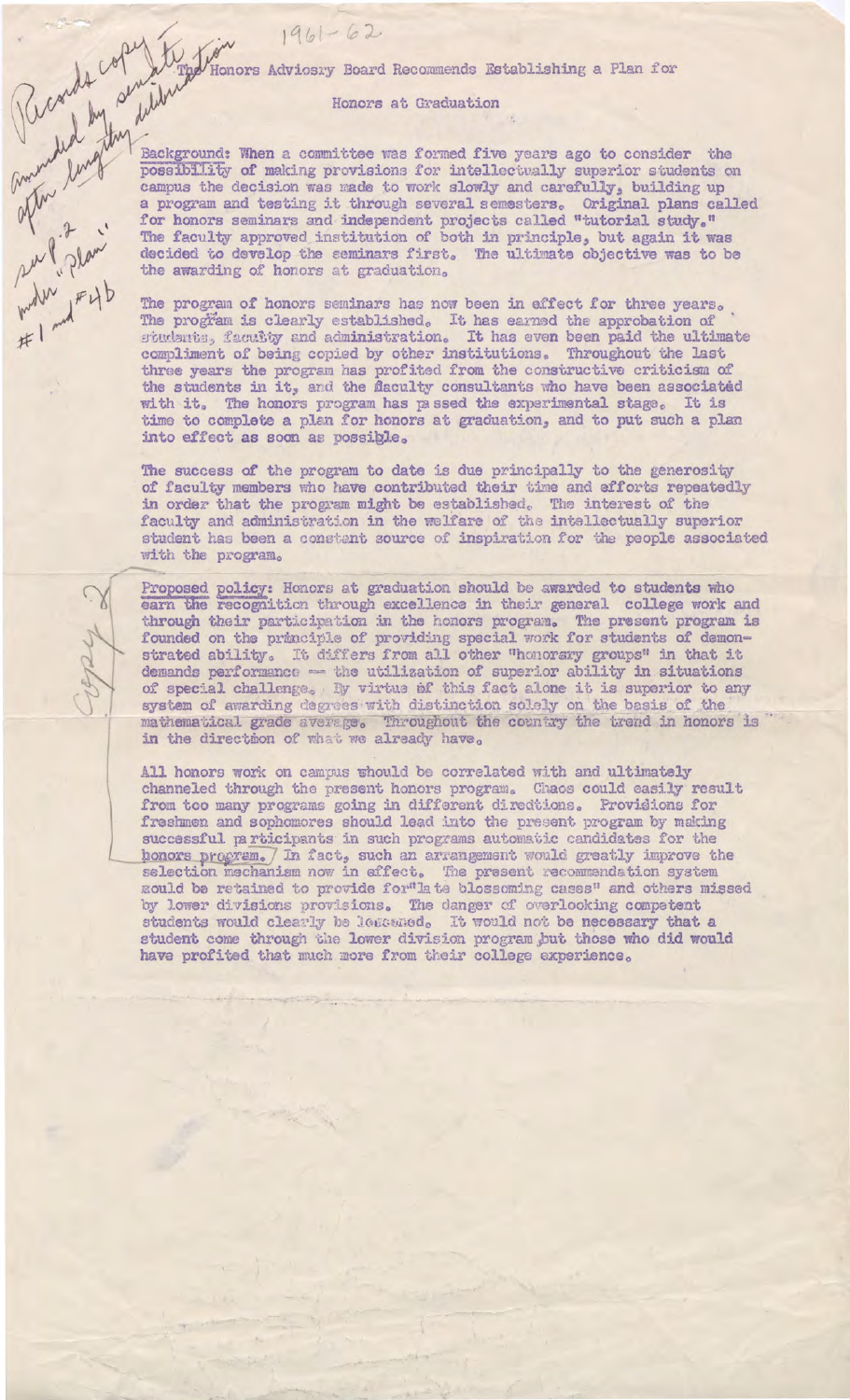1961-62

Records copy to senate amended by senate after lengthy deliberation see p. 2 "plan" under #1 and #4b

# The Honors Advisory Board Recommends Establishing a Plan for

## Honors at Graduation

Background: When a committee was formed five years ago to consider the possibility of making provisions for intellectually superior students on campus the decision was made to work slowly and carefully, building up a program and testing it through several semesters. Original plans called for honors seminars and independent projects called "tutorial study." The faculty approved institution of both in principle, but again it was decided to develop the seminars first. The ultimate objective was to be the awarding of honors at graduation.

The program of honors seminars has now been in effect for three years. The program is clearly established. It has earned the approbation of students, faculty and administration. It has even been paid the ultimate compliment of being copied by other institutions. Throughout the last three years the program has profited from the constructive criticism of the students in it, and the faculty consultants who have been associated with it. The honors program has passed the experimental stage. It is time to complete a plan for honors at graduation, and to put such a plan into effect as soon as possible.

The success of the program to date is due principally to the generosity of faculty members who have contributed their time and efforts repeatedly in order that the program might be established. The interest of the faculty and administration in the welfare of the intellectually superior student has been a constant source of inspiration for the people associated with the program.

Proposed policy: Honors at graduation should be awarded to students who earn the recognition through excellence in their general college work and through their participation in the honors program. The present program is founded on the principle of providing special work for students of demonstrated ability. It differs from all other "honorary groups" in that it demands performance -- the utilization of superior ability in situations of special challenge. By virtue of this fact alone it is superior to any system of awarding degrees with distinction solely on the basis of the mathematical grade average. Throughout the country the trend in honors is in the direction of what we already have.

All honors work on campus should be correlated with and ultimately channeled through the present honors program. Chaos could easily result from too many programs going in different directions. Provisions for freshmen and sophomores should lead into the present program by making successful participants in such programs automatic candidates for the honors program. In fact, such an arrangement would greatly improve the selection mechanism now in effect. The present recommendation system would be retained to provide for "late blossoming cases" and others missed by lower divisions provisions. The danger of overlooking competent students would clearly be lessened. It would not be necessary that a student come through the lower division program, but those who did would have profited that much more from their college experience.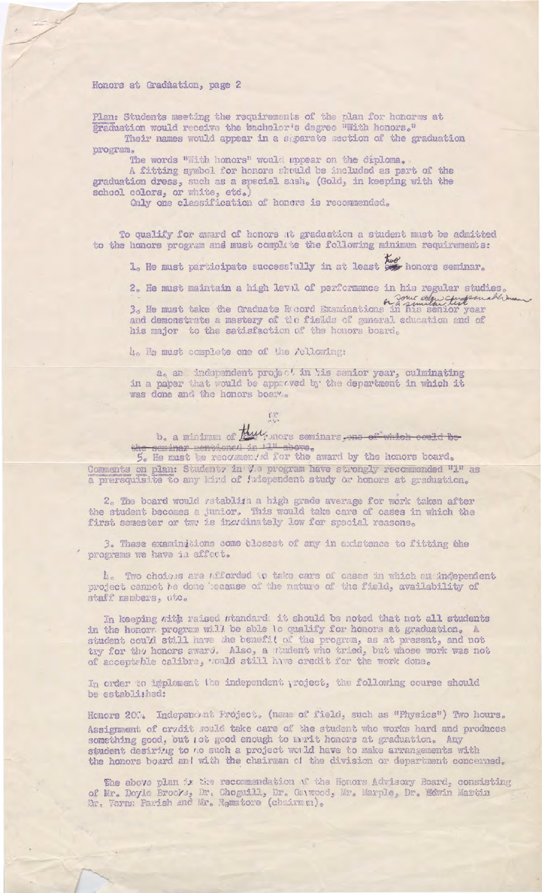Honors at Graduation, page 2

Plan: Students meeting the requirements of the plan for honors at graduation would receive the bachelor's degree "With honors."

Their names would appear in a separate section of the graduation program.

The words "With honors" would appear on the diploma.

A fitting symbol for honors should be included as part of the graduation dress, such as a special sash. (Gold, in keeping with the school colors, or white, etc.)

Only one classification of honors is recommended.

To qualify for award of honors at graduation a student must be admitted to the honors program and must complete the following minimum requirements:

1. He must participate successfully in at least ~~one~~ two honors seminar.

2. He must maintain a high level of performance in his regular studies.

3. He must take the Graduate Record Examinations or a similar test in his senior year (some other comparable exam) and demonstrate a mastery of the fields of general education and of his major to the satisfaction of the honors board.

4. He must complete one of the following:

a. an independent project in his senior year, culminating in a paper that would be approved by the department in which it was done and the honors board.

or

b. a minimum of ~~two~~ three honors seminars~~, one of which could be the seminar mentioned in "1" above~~.

5. He must be recommended for the award by the honors board.

Comments on plan: Students in the program have strongly recommended "1" as a prerequisite to any kind of independent study or honors at graduation.

2. The board would establish a high grade average for work taken after the student becomes a junior. This would take care of cases in which the first semester or two is inordinately low for special reasons.

3. These examinations come closest of any in existence to fitting the programs we have in effect.

4. Two choices are afforded to take care of cases in which an independent project cannot be done because of the nature of the field, availability of staff members, etc.

In keeping with raised standards it should be noted that not all students in the honors program will be able to qualify for honors at graduation. A student could still have the benefit of the program, as at present, and not try for the honors award. Also, a student who tried, but whose work was not of acceptable calibre, would still have credit for the work done.

In order to implement the independent project, the following course should be established:

Honors 20_. Independent Project. (name of field, such as "Physics") Two hours.

Assignment of credit would take care of the student who works hard and produces something good, but not good enough to merit honors at graduation. Any student desiring to do such a project would have to make arrangements with the honors board and with the chairman of the division or department concerned.

The above plan is the recommendation of the Honors Advisory Board, consisting of Mr. Doyle Brooks, Dr. Choguill, Dr. Gatwood, Mr. Marple, Dr. Edwin Martin, Dr. Verna Parish and Mr. Rematore (chairman).